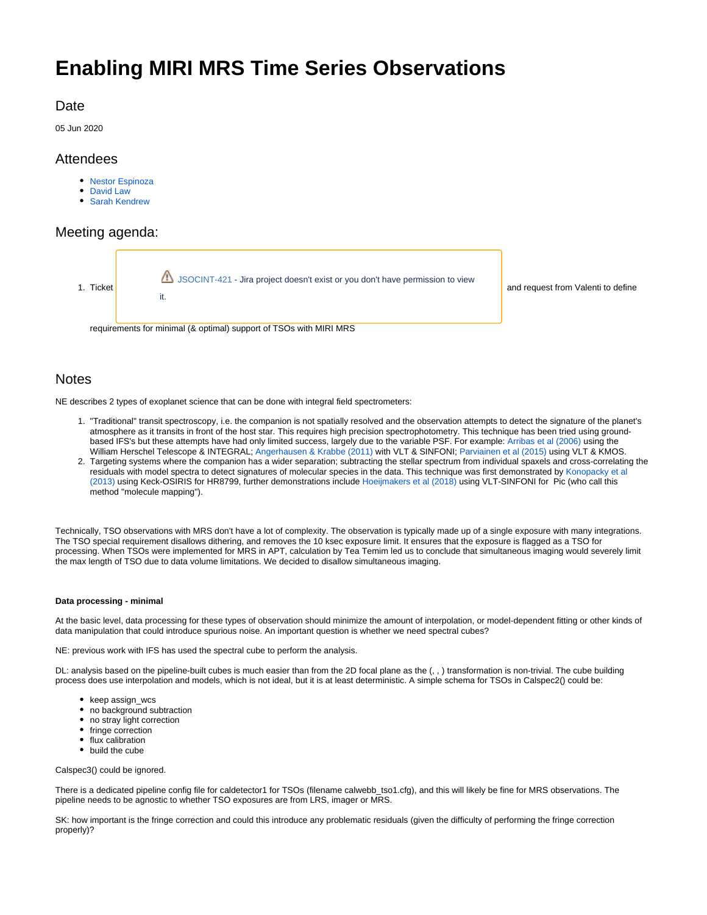# Enabling MIRI MRS Time Series Observations

## Date

05 Jun 2020

## Attendees

- Nestor Espinoza
- David Law
- Sarah Kendrew

## Meeting agenda:

1. Ticket JSOCINT-421 - Jira project doesn't exist or you don't have permission to view it. and request from Valenti to define requirements for minimal (& optimal) support of TSOs with MIRI MRS

## Notes

NE describes 2 types of exoplanet science that can be done with integral field spectrometers:

1. "Traditional" transit spectroscopy, i.e. the companion is not spatially resolved and the observation attempts to detect the signature of the planet's atmosphere as it transits in front of the host star. This requires high precision spectrophotometry. This technique has been tried using ground-based IFS's but these attempts have had only limited success, largely due to the variable PSF. For example: Arribas et al (2006) using the William Herschel Telescope & INTEGRAL; Angerhausen & Krabbe (2011) with VLT & SINFONI; Parviainen et al (2015) using VLT & KMOS.
2. Targeting systems where the companion has a wider separation; subtracting the stellar spectrum from individual spaxels and cross-correlating the residuals with model spectra to detect signatures of molecular species in the data. This technique was first demonstrated by Konopacky et al (2013) using Keck-OSIRIS for HR8799, further demonstrations include Hoeijmakers et al (2018) using VLT-SINFONI for  Pic (who call this method "molecule mapping").

Technically, TSO observations with MRS don't have a lot of complexity. The observation is typically made up of a single exposure with many integrations. The TSO special requirement disallows dithering, and removes the 10 ksec exposure limit. It ensures that the exposure is flagged as a TSO for processing. When TSOs were implemented for MRS in APT, calculation by Tea Temim led us to conclude that simultaneous imaging would severely limit the max length of TSO due to data volume limitations. We decided to disallow simultaneous imaging.

**Data processing - minimal**

At the basic level, data processing for these types of observation should minimize the amount of interpolation, or model-dependent fitting or other kinds of data manipulation that could introduce spurious noise. An important question is whether we need spectral cubes?

NE: previous work with IFS has used the spectral cube to perform the analysis.

DL: analysis based on the pipeline-built cubes is much easier than from the 2D focal plane as the (, , ) transformation is non-trivial. The cube building process does use interpolation and models, which is not ideal, but it is at least deterministic. A simple schema for TSOs in Calspec2() could be:

- keep assign_wcs
- no background subtraction
- no stray light correction
- fringe correction
- flux calibration
- build the cube

Calspec3() could be ignored.

There is a dedicated pipeline config file for caldetector1 for TSOs (filename calwebb_tso1.cfg), and this will likely be fine for MRS observations. The pipeline needs to be agnostic to whether TSO exposures are from LRS, imager or MRS.

SK: how important is the fringe correction and could this introduce any problematic residuals (given the difficulty of performing the fringe correction properly)?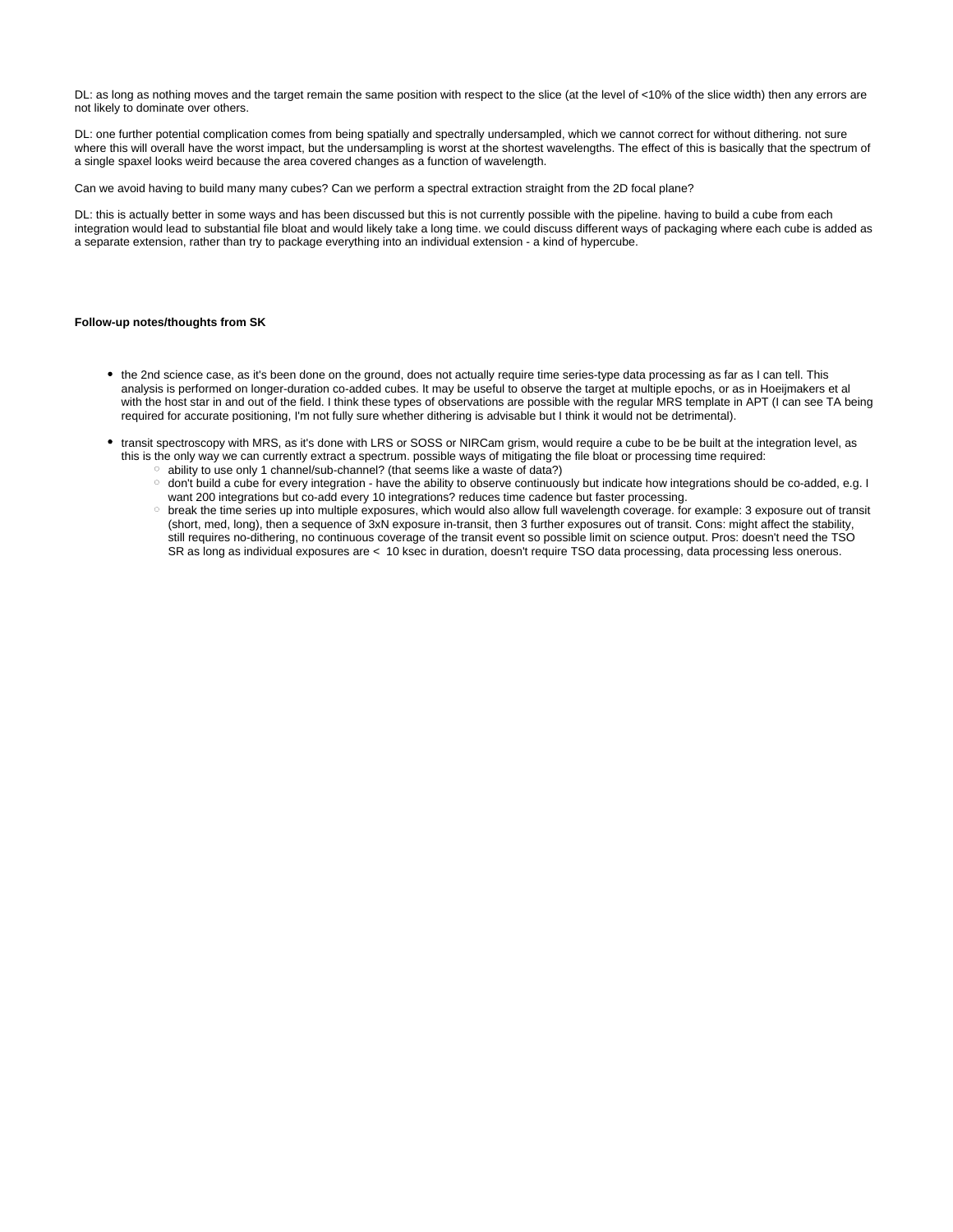DL: as long as nothing moves and the target remain the same position with respect to the slice (at the level of <10% of the slice width) then any errors are not likely to dominate over others.

DL: one further potential complication comes from being spatially and spectrally undersampled, which we cannot correct for without dithering. not sure where this will overall have the worst impact, but the undersampling is worst at the shortest wavelengths. The effect of this is basically that the spectrum of a single spaxel looks weird because the area covered changes as a function of wavelength.

Can we avoid having to build many many cubes? Can we perform a spectral extraction straight from the 2D focal plane?

DL: this is actually better in some ways and has been discussed but this is not currently possible with the pipeline. having to build a cube from each integration would lead to substantial file bloat and would likely take a long time. we could discuss different ways of packaging where each cube is added as a separate extension, rather than try to package everything into an individual extension - a kind of hypercube.

**Follow-up notes/thoughts from SK**

- the 2nd science case, as it's been done on the ground, does not actually require time series-type data processing as far as I can tell. This analysis is performed on longer-duration co-added cubes. It may be useful to observe the target at multiple epochs, or as in Hoeijmakers et al with the host star in and out of the field. I think these types of observations are possible with the regular MRS template in APT (I can see TA being required for accurate positioning, I'm not fully sure whether dithering is advisable but I think it would not be detrimental).
- transit spectroscopy with MRS, as it's done with LRS or SOSS or NIRCam grism, would require a cube to be be built at the integration level, as this is the only way we can currently extract a spectrum. possible ways of mitigating the file bloat or processing time required:
  - ability to use only 1 channel/sub-channel? (that seems like a waste of data?)
  - don't build a cube for every integration - have the ability to observe continuously but indicate how integrations should be co-added, e.g. I want 200 integrations but co-add every 10 integrations? reduces time cadence but faster processing.
  - break the time series up into multiple exposures, which would also allow full wavelength coverage. for example: 3 exposure out of transit (short, med, long), then a sequence of 3xN exposure in-transit, then 3 further exposures out of transit. Cons: might affect the stability, still requires no-dithering, no continuous coverage of the transit event so possible limit on science output. Pros: doesn't need the TSO SR as long as individual exposures are < 10 ksec in duration, doesn't require TSO data processing, data processing less onerous.